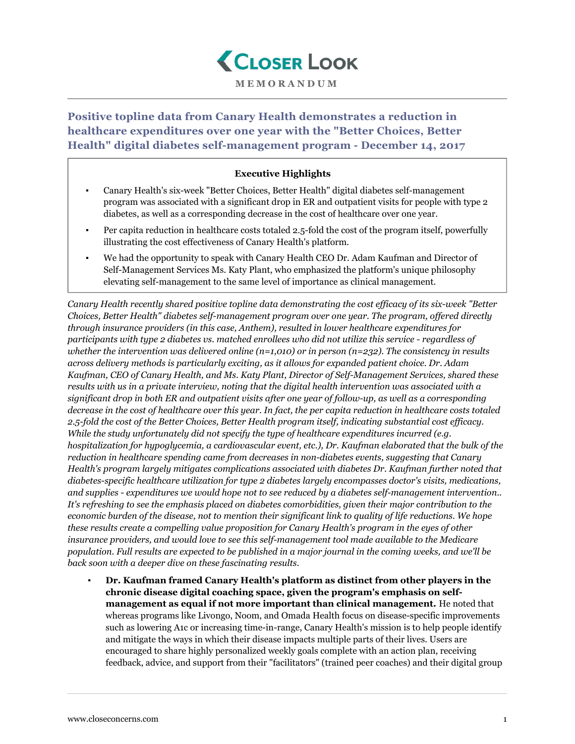# Closer Look

**MEMORANDUM**

## Positive topline data from Canary Health demonstrates a reduction in healthcare expenditures over one year with the "Better Choices, Better Health" digital diabetes self-management program - December 14, 2017

**Executive Highlights**

- Canary Health's six-week "Better Choices, Better Health" digital diabetes self-management program was associated with a significant drop in ER and outpatient visits for people with type 2 diabetes, as well as a corresponding decrease in the cost of healthcare over one year.
- Per capita reduction in healthcare costs totaled 2.5-fold the cost of the program itself, powerfully illustrating the cost effectiveness of Canary Health's platform.
- We had the opportunity to speak with Canary Health CEO Dr. Adam Kaufman and Director of Self-Management Services Ms. Katy Plant, who emphasized the platform's unique philosophy elevating self-management to the same level of importance as clinical management.

*Canary Health recently shared positive topline data demonstrating the cost efficacy of its six-week "Better Choices, Better Health" diabetes self-management program over one year. The program, offered directly through insurance providers (in this case, Anthem), resulted in lower healthcare expenditures for participants with type 2 diabetes vs. matched enrollees who did not utilize this service - regardless of whether the intervention was delivered online (n=1,010) or in person (n=232). The consistency in results across delivery methods is particularly exciting, as it allows for expanded patient choice. Dr. Adam Kaufman, CEO of Canary Health, and Ms. Katy Plant, Director of Self-Management Services, shared these results with us in a private interview, noting that the digital health intervention was associated with a significant drop in both ER and outpatient visits after one year of follow-up, as well as a corresponding decrease in the cost of healthcare over this year. In fact, the per capita reduction in healthcare costs totaled 2.5-fold the cost of the Better Choices, Better Health program itself, indicating substantial cost efficacy. While the study unfortunately did not specify the type of healthcare expenditures incurred (e.g. hospitalization for hypoglycemia, a cardiovascular event, etc.), Dr. Kaufman elaborated that the bulk of the reduction in healthcare spending came from decreases in non-diabetes events, suggesting that Canary Health's program largely mitigates complications associated with diabetes Dr. Kaufman further noted that diabetes-specific healthcare utilization for type 2 diabetes largely encompasses doctor's visits, medications, and supplies - expenditures we would hope not to see reduced by a diabetes self-management intervention.. It's refreshing to see the emphasis placed on diabetes comorbidities, given their major contribution to the economic burden of the disease, not to mention their significant link to quality of life reductions. We hope these results create a compelling value proposition for Canary Health's program in the eyes of other insurance providers, and would love to see this self-management tool made available to the Medicare population. Full results are expected to be published in a major journal in the coming weeks, and we'll be back soon with a deeper dive on these fascinating results.*

- **Dr. Kaufman framed Canary Health's platform as distinct from other players in the chronic disease digital coaching space, given the program's emphasis on self-management as equal if not more important than clinical management.** He noted that whereas programs like Livongo, Noom, and Omada Health focus on disease-specific improvements such as lowering A1c or increasing time-in-range, Canary Health's mission is to help people identify and mitigate the ways in which their disease impacts multiple parts of their lives. Users are encouraged to share highly personalized weekly goals complete with an action plan, receiving feedback, advice, and support from their "facilitators" (trained peer coaches) and their digital group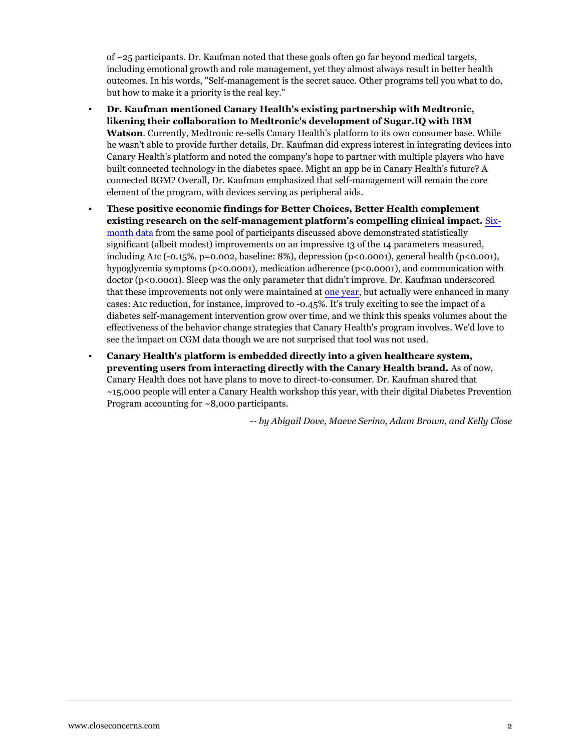of ~25 participants. Dr. Kaufman noted that these goals often go far beyond medical targets, including emotional growth and role management, yet they almost always result in better health outcomes. In his words, "Self-management is the secret sauce. Other programs tell you what to do, but how to make it a priority is the real key."

- **Dr. Kaufman mentioned Canary Health's existing partnership with Medtronic, likening their collaboration to Medtronic's development of Sugar.IQ with IBM Watson**. Currently, Medtronic re-sells Canary Health's platform to its own consumer base. While he wasn't able to provide further details, Dr. Kaufman did express interest in integrating devices into Canary Health's platform and noted the company's hope to partner with multiple players who have built connected technology in the diabetes space. Might an app be in Canary Health's future? A connected BGM? Overall, Dr. Kaufman emphasized that self-management will remain the core element of the program, with devices serving as peripheral aids.
- **These positive economic findings for Better Choices, Better Health complement existing research on the self-management platform's compelling clinical impact.** Six-month data from the same pool of participants discussed above demonstrated statistically significant (albeit modest) improvements on an impressive 13 of the 14 parameters measured, including A1c (-0.15%, $p=0.002$, baseline: 8%), depression ($p<0.0001$), general health ($p<0.001$), hypoglycemia symptoms ($p<0.0001$), medication adherence ($p<0.0001$), and communication with doctor ($p<0.0001$). Sleep was the only parameter that didn't improve. Dr. Kaufman underscored that these improvements not only were maintained at one year, but actually were enhanced in many cases: A1c reduction, for instance, improved to -0.45%. It's truly exciting to see the impact of a diabetes self-management intervention grow over time, and we think this speaks volumes about the effectiveness of the behavior change strategies that Canary Health's program involves. We'd love to see the impact on CGM data though we are not surprised that tool was not used.
- **Canary Health's platform is embedded directly into a given healthcare system, preventing users from interacting directly with the Canary Health brand.** As of now, Canary Health does not have plans to move to direct-to-consumer. Dr. Kaufman shared that ~15,000 people will enter a Canary Health workshop this year, with their digital Diabetes Prevention Program accounting for ~8,000 participants.

*-- by Abigail Dove, Maeve Serino, Adam Brown, and Kelly Close*